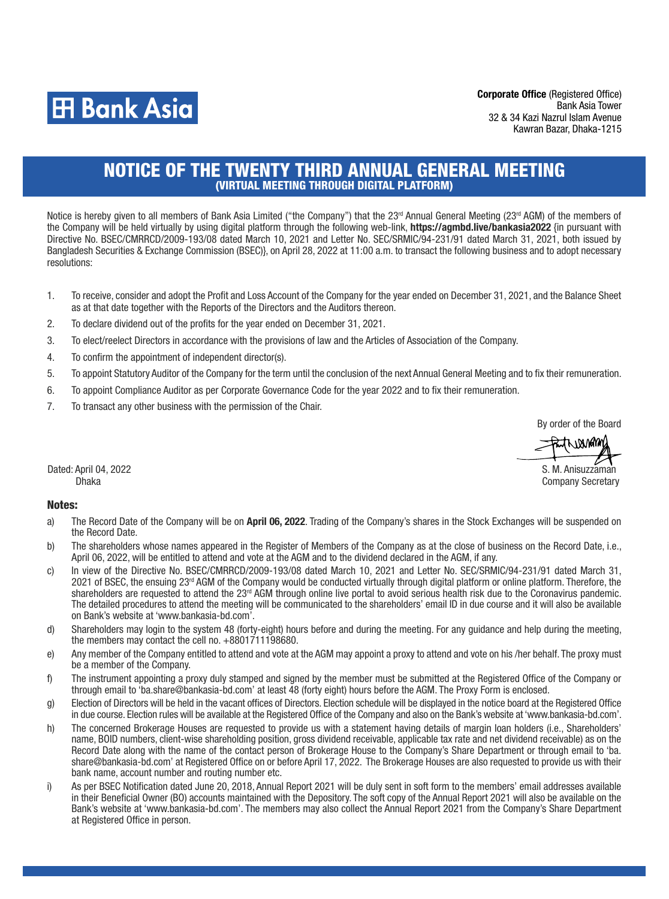**Bank Asia**

**Corporate Office** (Registered Office)
Bank Asia Tower
32 & 34 Kazi Nazrul Islam Avenue
Kawran Bazar, Dhaka-1215

# NOTICE OF THE TWENTY THIRD ANNUAL GENERAL MEETING

## (VIRTUAL MEETING THROUGH DIGITAL PLATFORM)

Notice is hereby given to all members of Bank Asia Limited ("the Company") that the 23rd Annual General Meeting (23rd AGM) of the members of the Company will be held virtually by using digital platform through the following web-link, **https://agmbd.live/bankasia2022** {in pursuant with Directive No. BSEC/CMRRCD/2009-193/08 dated March 10, 2021 and Letter No. SEC/SRMIC/94-231/91 dated March 31, 2021, both issued by Bangladesh Securities & Exchange Commission (BSEC)}, on April 28, 2022 at 11:00 a.m. to transact the following business and to adopt necessary resolutions:

1. To receive, consider and adopt the Profit and Loss Account of the Company for the year ended on December 31, 2021, and the Balance Sheet as at that date together with the Reports of the Directors and the Auditors thereon.
2. To declare dividend out of the profits for the year ended on December 31, 2021.
3. To elect/reelect Directors in accordance with the provisions of law and the Articles of Association of the Company.
4. To confirm the appointment of independent director(s).
5. To appoint Statutory Auditor of the Company for the term until the conclusion of the next Annual General Meeting and to fix their remuneration.
6. To appoint Compliance Auditor as per Corporate Governance Code for the year 2022 and to fix their remuneration.
7. To transact any other business with the permission of the Chair.

By order of the Board

S. M. Anisuzzaman
Company Secretary

Dated: April 04, 2022
Dhaka

### Notes:

a) The Record Date of the Company will be on **April 06, 2022**. Trading of the Company's shares in the Stock Exchanges will be suspended on the Record Date.

b) The shareholders whose names appeared in the Register of Members of the Company as at the close of business on the Record Date, i.e., April 06, 2022, will be entitled to attend and vote at the AGM and to the dividend declared in the AGM, if any.

c) In view of the Directive No. BSEC/CMRRCD/2009-193/08 dated March 10, 2021 and Letter No. SEC/SRMIC/94-231/91 dated March 31, 2021 of BSEC, the ensuing 23rd AGM of the Company would be conducted virtually through digital platform or online platform. Therefore, the shareholders are requested to attend the 23rd AGM through online live portal to avoid serious health risk due to the Coronavirus pandemic. The detailed procedures to attend the meeting will be communicated to the shareholders' email ID in due course and it will also be available on Bank's website at 'www.bankasia-bd.com'.

d) Shareholders may login to the system 48 (forty-eight) hours before and during the meeting. For any guidance and help during the meeting, the members may contact the cell no. +8801711198680.

e) Any member of the Company entitled to attend and vote at the AGM may appoint a proxy to attend and vote on his /her behalf. The proxy must be a member of the Company.

f) The instrument appointing a proxy duly stamped and signed by the member must be submitted at the Registered Office of the Company or through email to 'ba.share@bankasia-bd.com' at least 48 (forty eight) hours before the AGM. The Proxy Form is enclosed.

g) Election of Directors will be held in the vacant offices of Directors. Election schedule will be displayed in the notice board at the Registered Office in due course. Election rules will be available at the Registered Office of the Company and also on the Bank's website at 'www.bankasia-bd.com'.

h) The concerned Brokerage Houses are requested to provide us with a statement having details of margin loan holders (i.e., Shareholders' name, BOID numbers, client-wise shareholding position, gross dividend receivable, applicable tax rate and net dividend receivable) as on the Record Date along with the name of the contact person of Brokerage House to the Company's Share Department or through email to 'ba.share@bankasia-bd.com' at Registered Office on or before April 17, 2022. The Brokerage Houses are also requested to provide us with their bank name, account number and routing number etc.

i) As per BSEC Notification dated June 20, 2018, Annual Report 2021 will be duly sent in soft form to the members' email addresses available in their Beneficial Owner (BO) accounts maintained with the Depository. The soft copy of the Annual Report 2021 will also be available on the Bank's website at 'www.bankasia-bd.com'. The members may also collect the Annual Report 2021 from the Company's Share Department at Registered Office in person.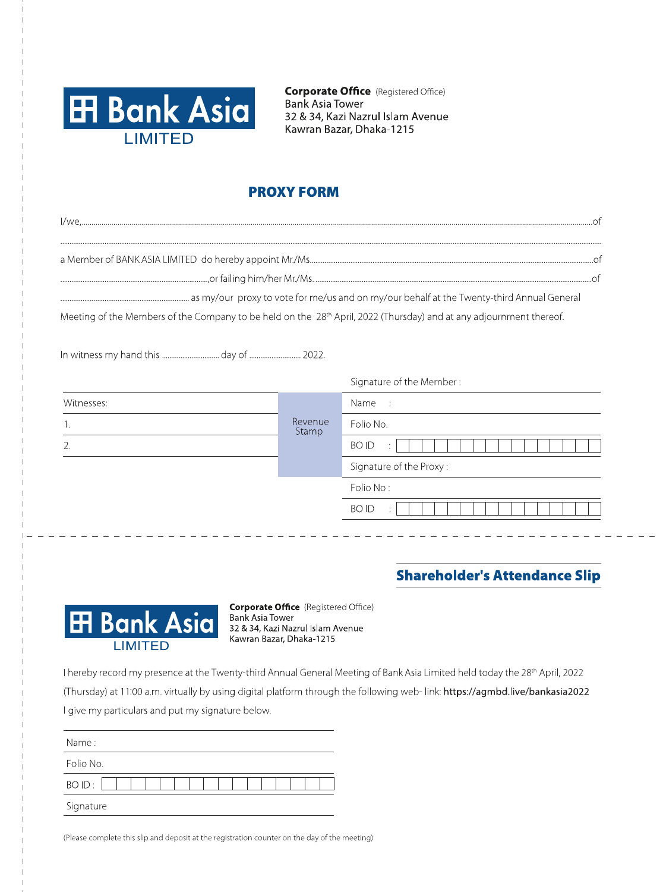**Bank Asia LIMITED**

**Corporate Office** (Registered Office)
Bank Asia Tower
32 & 34, Kazi Nazrul Islam Avenue
Kawran Bazar, Dhaka-1215

## PROXY FORM

I/we,.............................................................................................................................................................of

.......................................................................................................................................................................

a Member of BANK ASIA LIMITED do hereby appoint Mr./Ms.............................................................................of

...............................................,or failing him/her Mr./Ms. ........................................................................................of

.................................................... as my/our proxy to vote for me/us and on my/our behalf at the Twenty-third Annual General Meeting of the Members of the Company to be held on the 28th April, 2022 (Thursday) and at any adjournment thereof.

In witness my hand this ........................ day of ...................... 2022.

| | | Signature of the Member : |
|---|---|---|
| Witnesses: | Revenue Stamp | Name : |
| 1. | | Folio No. |
| 2. | | BO ID : |
| | | Signature of the Proxy : |
| | | Folio No : |
| | | BO ID : |

---

## Shareholder's Attendance Slip

**Bank Asia LIMITED**

**Corporate Office** (Registered Office)
Bank Asia Tower
32 & 34, Kazi Nazrul Islam Avenue
Kawran Bazar, Dhaka-1215

I hereby record my presence at the Twenty-third Annual General Meeting of Bank Asia Limited held today the 28th April, 2022 (Thursday) at 11:00 a.m. virtually by using digital platform through the following web- link: **https://agmbd.live/bankasia2022**
I give my particulars and put my signature below.

| |
|---|
| Name : |
| Folio No. |
| BO ID : |
| Signature |

(Please complete this slip and deposit at the registration counter on the day of the meeting)